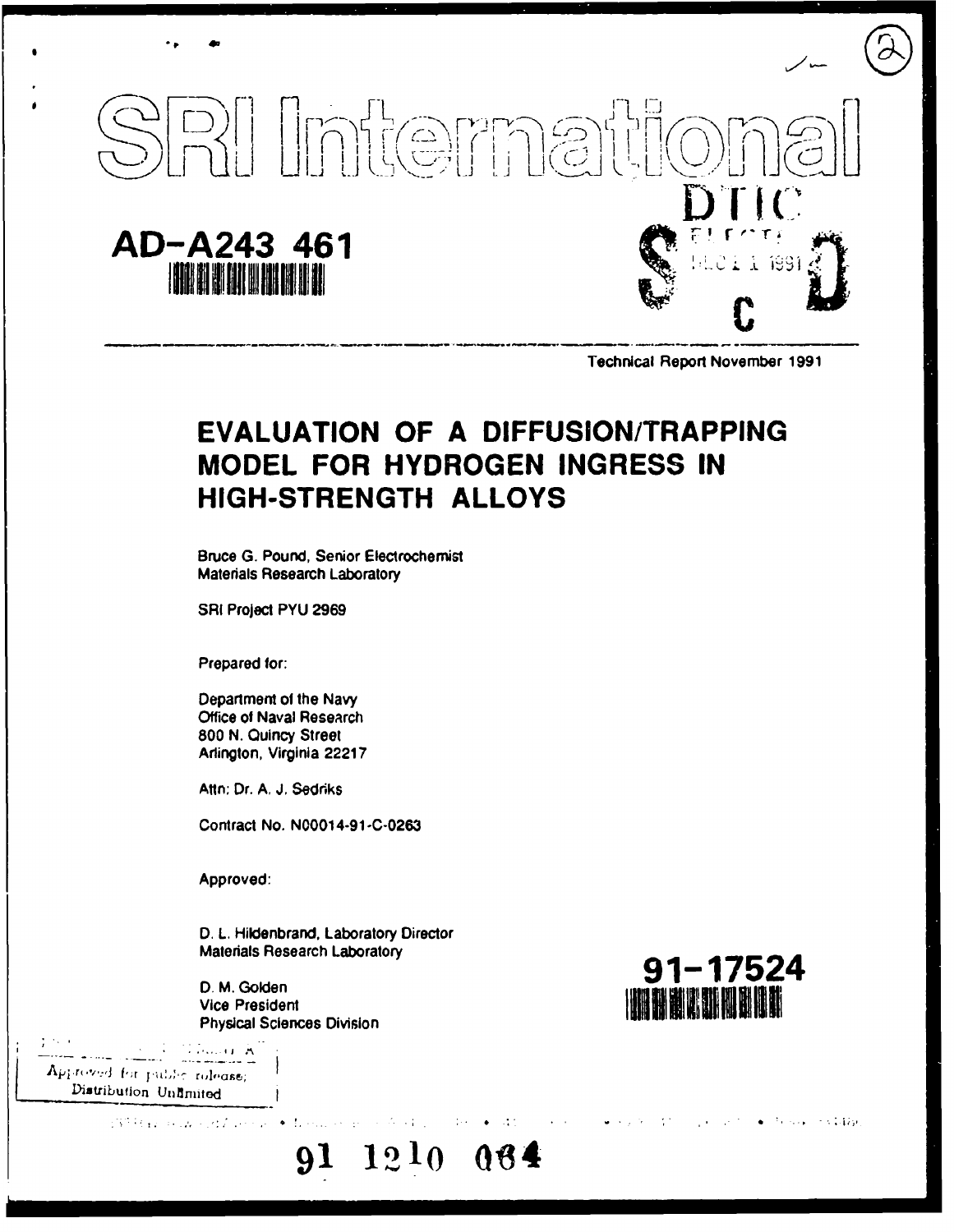SRI International

AD-A243 461

DTIC
ELECTE
DEC 1 1 1991
S C D

Technical Report November 1991

# EVALUATION OF A DIFFUSION/TRAPPING MODEL FOR HYDROGEN INGRESS IN HIGH-STRENGTH ALLOYS

Bruce G. Pound, Senior Electrochemist
Materials Research Laboratory

SRI Project PYU 2969

Prepared for:

Department of the Navy
Office of Naval Research
800 N. Quincy Street
Arlington, Virginia 22217

Attn: Dr. A. J. Sedriks

Contract No. N00014-91-C-0263

Approved:

D. L. Hildenbrand, Laboratory Director
Materials Research Laboratory

D. M. Golden
Vice President
Physical Sciences Division

91-17524

Approved for public release;
Distribution Unlimited

91 1210 064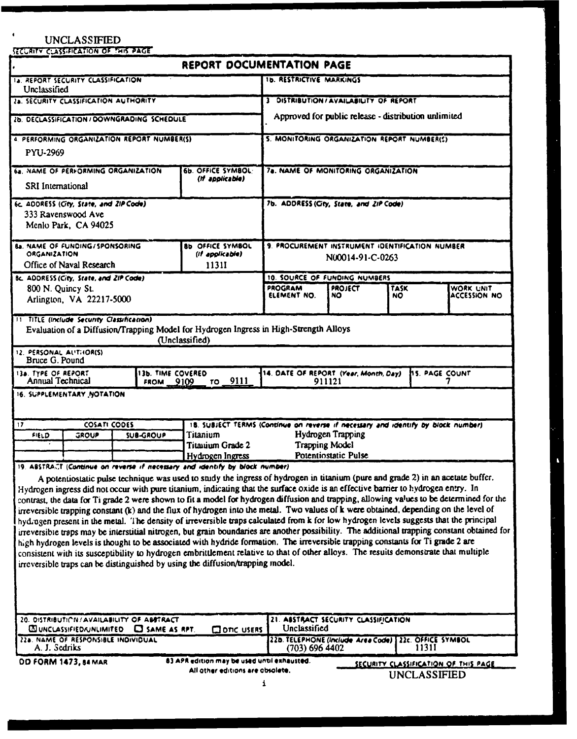UNCLASSIFIED

SECURITY CLASSIFICATION OF THIS PAGE

# REPORT DOCUMENTATION PAGE

| | |
|---|---|
| 1a. REPORT SECURITY CLASSIFICATION<br>Unclassified | 1b. RESTRICTIVE MARKINGS |
| 2a. SECURITY CLASSIFICATION AUTHORITY | 3. DISTRIBUTION/AVAILABILITY OF REPORT<br>Approved for public release - distribution unlimited |
| 2b. DECLASSIFICATION/DOWNGRADING SCHEDULE | |
| 4. PERFORMING ORGANIZATION REPORT NUMBER(S)<br>PYU-2969 | 5. MONITORING ORGANIZATION REPORT NUMBER(S) |
| 6a. NAME OF PERFORMING ORGANIZATION<br>SRI International | 6b. OFFICE SYMBOL (If applicable) |
| 7a. NAME OF MONITORING ORGANIZATION | |
| 6c. ADDRESS (City, State, and ZIP Code)<br>333 Ravenswood Ave<br>Menlo Park, CA 94025 | 7b. ADDRESS (City, State, and ZIP Code) |
| 8a. NAME OF FUNDING/SPONSORING ORGANIZATION<br>Office of Naval Research | 8b. OFFICE SYMBOL (If applicable)<br>1131I |
| 9. PROCUREMENT INSTRUMENT IDENTIFICATION NUMBER<br>N00014-91-C-0263 | |
| 8c. ADDRESS (City, State, and ZIP Code)<br>800 N. Quincy St.<br>Arlington, VA 22217-5000 | 10. SOURCE OF FUNDING NUMBERS<br>PROGRAM ELEMENT NO. / PROJECT NO / TASK NO / WORK UNIT ACCESSION NO |

11. TITLE (Include Security Classification)
Evaluation of a Diffusion/Trapping Model for Hydrogen Ingress in High-Strength Alloys (Unclassified)

12. PERSONAL AUTHOR(S)
Bruce G. Pound

| 13a. TYPE OF REPORT | 13b. TIME COVERED | 14. DATE OF REPORT (Year, Month, Day) | 15. PAGE COUNT |
|---|---|---|---|
| Annual Technical | FROM 9109 TO 9111 | 911121 | 7 |

16. SUPPLEMENTARY NOTATION

| 17. COSATI CODES | | | 18. SUBJECT TERMS (Continue on reverse if necessary and identify by block number) | |
|---|---|---|---|---|
| FIELD | GROUP | SUB-GROUP | Titanium | Hydrogen Trapping |
| | | | Titanium Grade 2 | Trapping Model |
| | | | Hydrogen Ingress | Potentiostatic Pulse |

19. ABSTRACT (Continue on reverse if necessary and identify by block number)

A potentiostatic pulse technique was used to study the ingress of hydrogen in titanium (pure and grade 2) in an acetate buffer. Hydrogen ingress did not occur with pure titanium, indicating that the surface oxide is an effective barrier to hydrogen entry. In contrast, the data for Ti grade 2 were shown to fit a model for hydrogen diffusion and trapping, allowing values to be determined for the irreversible trapping constant (k) and the flux of hydrogen into the metal. Two values of k were obtained, depending on the level of hydrogen present in the metal. The density of irreversible traps calculated from k for low hydrogen levels suggests that the principal irreversible traps may be interstitial nitrogen, but grain boundaries are another possibility. The additional trapping constant obtained for high hydrogen levels is thought to be associated with hydride formation. The irreversible trapping constants for Ti grade 2 are consistent with its susceptibility to hydrogen embrittlement relative to that of other alloys. The results demonstrate that multiple irreversible traps can be distinguished by using the diffusion/trapping model.

| | |
|---|---|
| 20. DISTRIBUTION/AVAILABILITY OF ABSTRACT<br>☒ UNCLASSIFIED/UNLIMITED ☐ SAME AS RPT. ☐ DTIC USERS | 21. ABSTRACT SECURITY CLASSIFICATION<br>Unclassified |
| 22a. NAME OF RESPONSIBLE INDIVIDUAL<br>A. J. Sedriks | 22b. TELEPHONE (Include Area Code) (703) 696 4402 / 22c. OFFICE SYMBOL 1131I |

DD FORM 1473, 84 MAR — 83 APR edition may be used until exhausted. All other editions are obsolete.

SECURITY CLASSIFICATION OF THIS PAGE

UNCLASSIFIED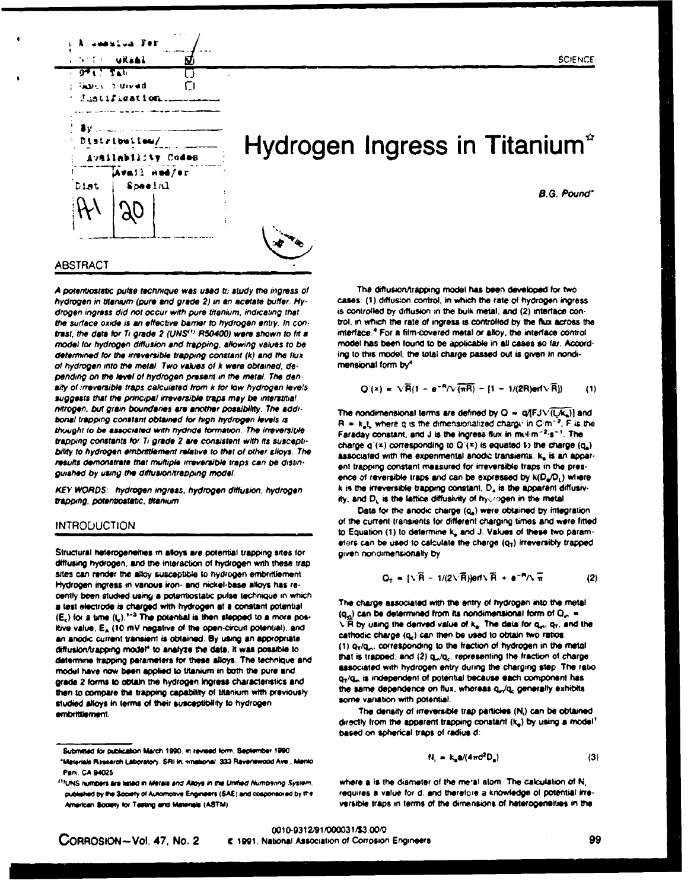SCIENCE

# Hydrogen Ingress in Titanium[☆]

*B.G. Pound**

## ABSTRACT

*A potentiostatic pulse technique was used to study the ingress of hydrogen in titanium (pure and grade 2) in an acetate buffer. Hydrogen ingress did not occur with pure titanium, indicating that the surface oxide is an effective barrier to hydrogen entry. In contrast, the data for Ti grade 2 (UNS[(1)] R50400) were shown to fit a model for hydrogen diffusion and trapping, allowing values to be determined for the irreversible trapping constant (k) and the flux of hydrogen into the metal. Two values of k were obtained, depending on the level of hydrogen present in the metal. The density of irreversible traps calculated from k for low hydrogen levels suggests that the principal irreversible traps may be interstitial nitrogen, but grain boundaries are another possibility. The additional trapping constant obtained for high hydrogen levels is thought to be associated with hydride formation. The irreversible trapping constants for Ti grade 2 are consistent with its susceptibility to hydrogen embrittlement relative to that of other alloys. The results demonstrate that multiple irreversible traps can be distinguished by using the diffusion/trapping model.*

*KEY WORDS: hydrogen ingress, hydrogen diffusion, hydrogen trapping, potentiostatic, titanium*

## INTRODUCTION

Structural heterogeneities in alloys are potential trapping sites for diffusing hydrogen, and the interaction of hydrogen with these trap sites can render the alloy susceptible to hydrogen embrittlement. Hydrogen ingress in various iron- and nickel-base alloys has recently been studied using a potentiostatic pulse technique in which a test electrode is charged with hydrogen at a constant potential ($E_c$) for a time ($t_c$).[1-3] The potential is then stepped to a more positive value, $E_A$ (10 mV negative of the open-circuit potential), and an anodic current transient is obtained. By using an appropriate diffusion/trapping model[4] to analyze the data, it was possible to determine trapping parameters for these alloys. The technique and model have now been applied to titanium in both the pure and grade 2 forms to obtain the hydrogen ingress characteristics and then to compare the trapping capability of titanium with previously studied alloys in terms of their susceptibility to hydrogen embrittlement.

The diffusion/trapping model has been developed for two cases: (1) diffusion control, in which the rate of hydrogen ingress is controlled by diffusion in the bulk metal; and (2) interface control, in which the rate of ingress is controlled by the flux across the interface.[4] For a film-covered metal or alloy, the interface control model has been found to be applicable in all cases so far. According to this model, the total charge passed out is given in nondimensional form by[4]

$$Q'(\infty) = \sqrt{\bar{R}}(1 - e^{-\bar{R}}/\sqrt{(\pi\bar{R})} - [1 - 1/(2\bar{R})\mathrm{erf}\sqrt{\bar{R}}]) \tag{1}$$

The nondimensional terms are defined by $Q = q/[FJ\sqrt{(t_c/k_a)}]$ and $\bar{R} = k_a t_c$ where q is the dimensionalized charge in $C{\cdot}m^{-2}$, F is the Faraday constant, and J is the ingress flux in $mol{\cdot}m^{-2}{\cdot}s^{-1}$. The charge $q'(\infty)$ corresponding to $Q'(\infty)$ is equated to the charge ($q_a$) associated with the experimental anodic transients. $k_a$ is an apparent trapping constant measured for irreversible traps in the presence of reversible traps and can be expressed by $k(D_a/D_L)$ where k is the irreversible trapping constant, $D_a$ is the apparent diffusivity, and $D_L$ is the lattice diffusivity of hydrogen in the metal.

Data for the anodic charge ($q_a$) were obtained by integration of the current transients for different charging times and were fitted to Equation (1) to determine $k_a$ and J. Values of these two parameters can be used to calculate the charge ($q_T$) irreversibly trapped given nondimensionally by

$$Q_T = [\sqrt{\bar{R}} - 1/(2\sqrt{\bar{R}})]\mathrm{erf}\sqrt{\bar{R}} + e^{-\bar{R}}/\sqrt{\pi} \tag{2}$$

The charge associated with the entry of hydrogen into the metal ($q_{in}$) can be determined from its nondimensional form of $Q_{in} = \sqrt{\bar{R}}$ by using the derived value of $k_a$. The data for $q_{in}$, $q_T$, and the cathodic charge ($q_c$) can then be used to obtain two ratios: (1) $q_T/q_{in}$, corresponding to the fraction of hydrogen in the metal that is trapped; and (2) $q_{in}/q_c$, representing the fraction of charge associated with hydrogen entry during the charging step. The ratio $q_T/q_{in}$ is independent of potential because each component has the same dependence on flux, whereas $q_{in}/q_c$ generally exhibits some variation with potential.

The density of irreversible trap particles ($N_i$) can be obtained directly from the apparent trapping constant ($k_a$) by using a model[5] based on spherical traps of radius d:

$$N_i = k_a a/(4\pi d^2 D_a) \tag{3}$$

where a is the diameter of the metal atom. The calculation of $N_i$ requires a value for d, and therefore a knowledge of potential irreversible traps in terms of the dimensions of heterogeneities in the

Submitted for publication March 1990, in revised form, September 1990.

*Materials Research Laboratory, SRI International, 333 Ravenswood Ave., Menlo Park, CA 94025.

[(1)]UNS numbers are listed in *Metals and Alloys in the Unified Numbering System*, published by the Society of Automotive Engineers (SAE) and cosponsored by the American Society for Testing and Materials (ASTM).

0010-9312/91/000031/$3.00/0

© 1991, National Association of Corrosion Engineers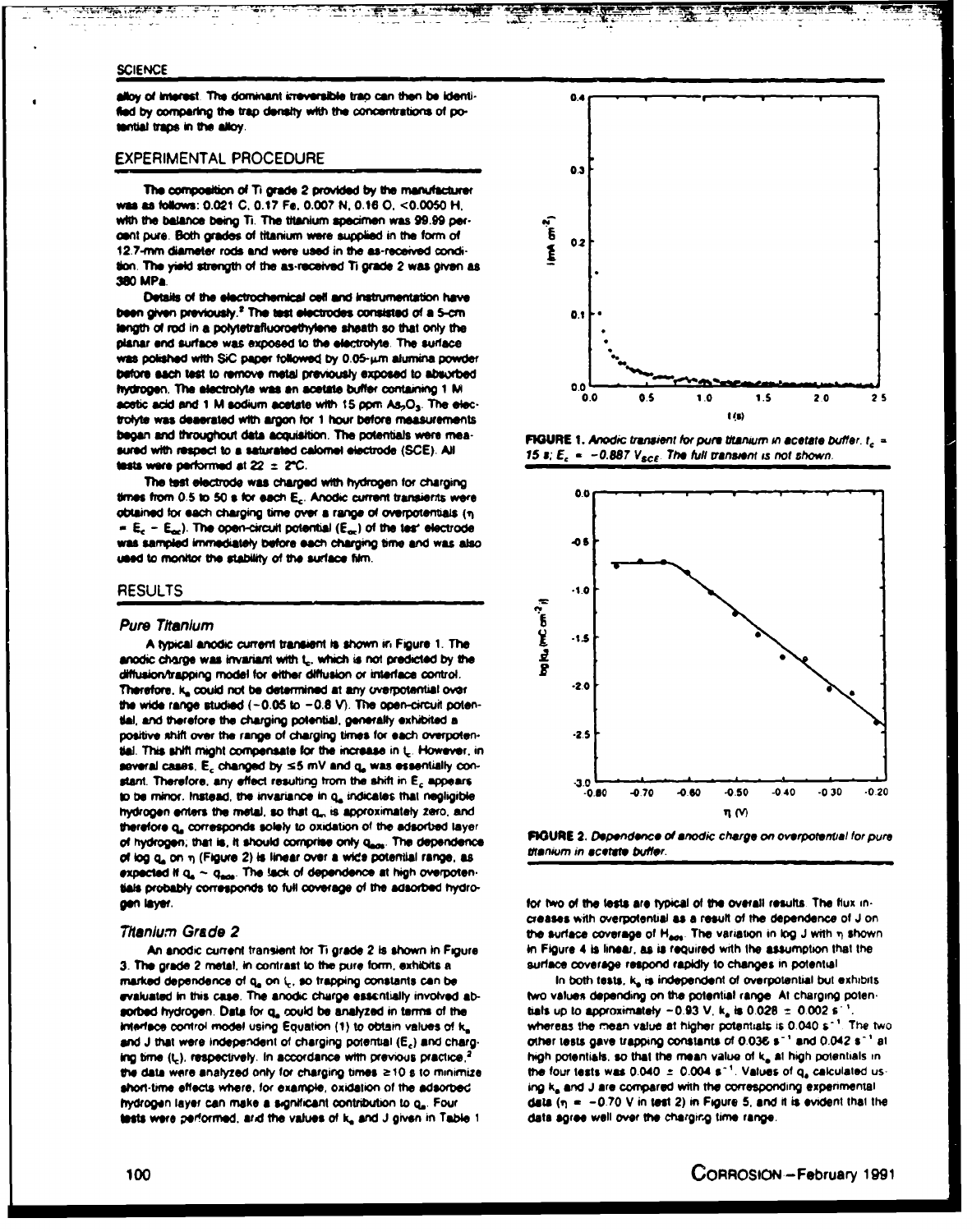alloy of interest. The dominant irreversible trap can then be identified by comparing the trap density with the concentrations of potential traps in the alloy.

## EXPERIMENTAL PROCEDURE

The composition of Ti grade 2 provided by the manufacturer was as follows: 0.021 C, 0.17 Fe, 0.007 N, 0.16 O, <0.0050 H, with the balance being Ti. The titanium specimen was 99.99 percent pure. Both grades of titanium were supplied in the form of 12.7-mm diameter rods and were used in the as-received condition. The yield strength of the as-received Ti grade 2 was given as 380 MPa.

Details of the electrochemical cell and instrumentation have been given previously.[2] The test electrodes consisted of a 5-cm length of rod in a polytetrafluoroethylene sheath so that only the planar end surface was exposed to the electrolyte. The surface was polished with SiC paper followed by 0.05-μm alumina powder before each test to remove metal previously exposed to absorbed hydrogen. The electrolyte was an acetate buffer containing 1 M acetic acid and 1 M sodium acetate with 15 ppm $As_2O_3$. The electrolyte was deaerated with argon for 1 hour before measurements began and throughout data acquisition. The potentials were measured with respect to a saturated calomel electrode (SCE). All tests were performed at 22 ± 2°C.

The test electrode was charged with hydrogen for charging times from 0.5 to 50 s for each $E_c$. Anodic current transients were obtained for each charging time over a range of overpotentials ($\eta = E_c - E_{oc}$). The open-circuit potential ($E_{oc}$) of the test electrode was sampled immediately before each charging time and was also used to monitor the stability of the surface film.

## RESULTS

### Pure Titanium

A typical anodic current transient is shown in Figure 1. The anodic charge was invariant with $t_c$, which is not predicted by the diffusion/trapping model for either diffusion or interface control. Therefore, $k_a$ could not be determined at any overpotential over the wide range studied (−0.05 to −0.8 V). The open-circuit potential, and therefore the charging potential, generally exhibited a positive shift over the range of charging times for each overpotential. This shift might compensate for the increase in $t_c$. However, in several cases, $E_c$ changed by ≤5 mV and $q_a$ was essentially constant. Therefore, any effect resulting from the shift in $E_c$ appears to be minor. Instead, the invariance in $q_a$ indicates that negligible hydrogen enters the metal, so that $q_{in}$ is approximately zero, and therefore $q_a$ corresponds solely to oxidation of the adsorbed layer of hydrogen; that is, it should comprise only $q_{ads}$. The dependence of log $q_a$ on $\eta$ (Figure 2) is linear over a wide potential range, as expected if $q_a \sim q_{ads}$. The lack of dependence at high overpotentials probably corresponds to full coverage of the adsorbed hydrogen layer.

### Titanium Grade 2

An anodic current transient for Ti grade 2 is shown in Figure 3. The grade 2 metal, in contrast to the pure form, exhibits a marked dependence of $q_a$ on $t_c$, so trapping constants can be evaluated in this case. The anodic charge essentially involved absorbed hydrogen. Data for $q_a$ could be analyzed in terms of the interface control model using Equation (1) to obtain values of $k_a$ and J that were independent of charging potential ($E_c$) and charging time ($t_c$), respectively. In accordance with previous practice,[2] the data were analyzed only for charging times ≥10 s to minimize short-time effects where, for example, oxidation of the adsorbed hydrogen layer can make a significant contribution to $q_a$. Four tests were performed, and the values of $k_a$ and J given in Table 1

FIGURE 1. *Anodic transient for pure titanium in acetate buffer. $t_c$ = 15 s; $E_c$ = −0.887 $V_{SCE}$. The full transient is not shown.*

FIGURE 2. *Dependence of anodic charge on overpotential for pure titanium in acetate buffer.*

for two of the tests are typical of the overall results. The flux increases with overpotential as a result of the dependence of J on the surface coverage of $H_{ads}$. The variation in log J with $\eta$ shown in Figure 4 is linear, as is required with the assumption that the surface coverage respond rapidly to changes in potential.

In both tests, $k_a$ is independent of overpotential but exhibits two values depending on the potential range. At charging potentials up to approximately −0.93 V, $k_a$ is 0.028 ± 0.002 $s^{-1}$, whereas the mean value at higher potentials is 0.040 $s^{-1}$. The two other tests gave trapping constants of 0.036 $s^{-1}$ and 0.042 $s^{-1}$ at high potentials, so that the mean value of $k_a$ at high potentials in the four tests was 0.040 ± 0.004 $s^{-1}$. Values of $q_a$ calculated using $k_a$ and J are compared with the corresponding experimental data ($\eta$ = −0.70 V in test 2) in Figure 5, and it is evident that the data agree well over the charging time range.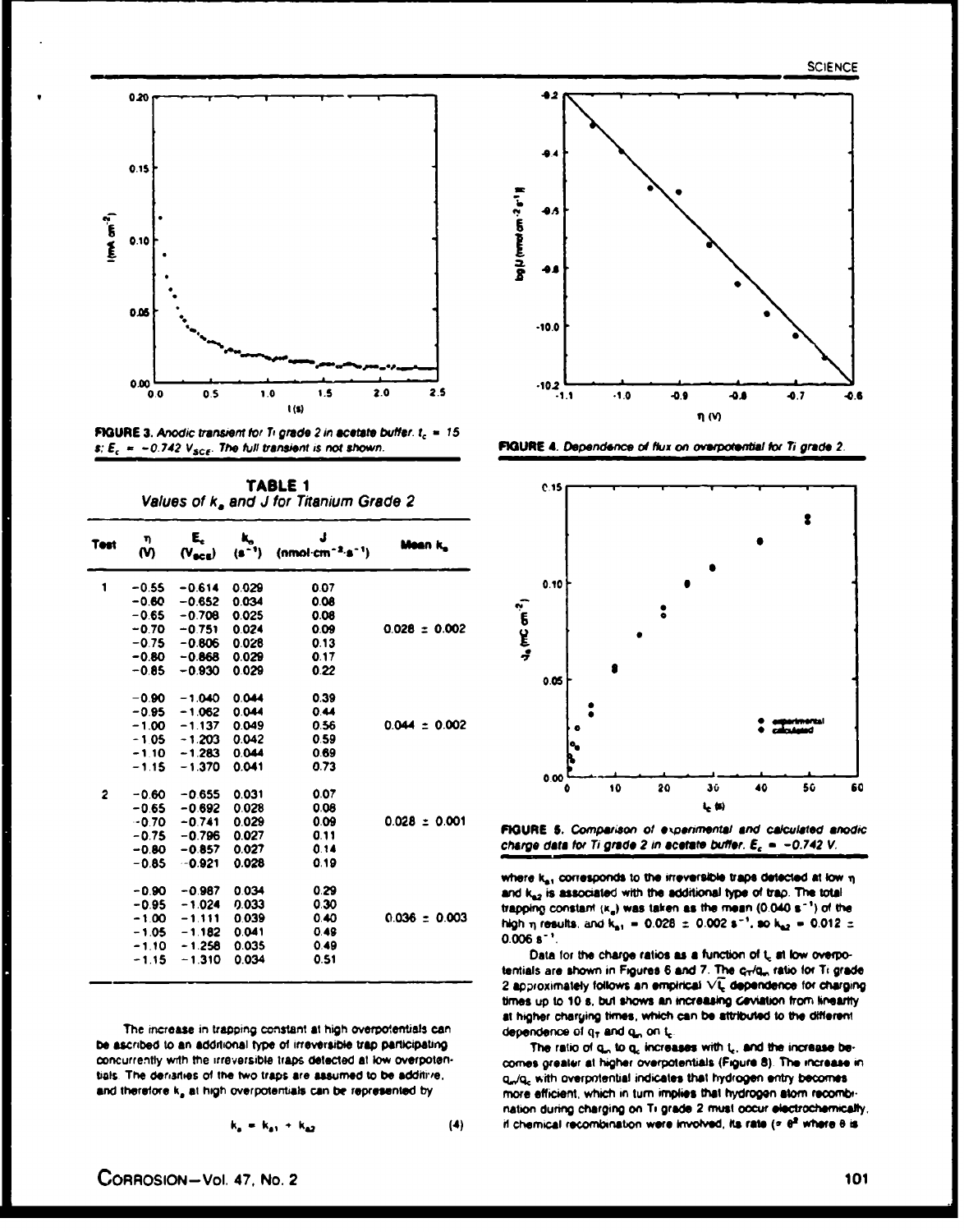FIGURE 3. *Anodic transient for Ti grade 2 in acetate buffer. $t_c$ = 15 s; $E_c$ = −0.742 $V_{SCE}$. The full transient is not shown.*

FIGURE 4. *Dependence of flux on overpotential for Ti grade 2.*

FIGURE 5. *Comparison of experimental and calculated anodic charge data for Ti grade 2 in acetate buffer. $E_c$ = −0.742 V.*

**TABLE 1**
*Values of $k_a$ and J for Titanium Grade 2*

| Test | η (V) | $E_c$ ($V_{SCE}$) | $k_a$ ($s^{-1}$) | J ($nmol \cdot cm^{-2} \cdot s^{-1}$) | Mean $k_a$ |
|---|---|---|---|---|---|
| 1 | −0.55 | −0.614 | 0.029 | 0.07 | |
| | −0.60 | −0.652 | 0.034 | 0.08 | |
| | −0.65 | −0.708 | 0.025 | 0.08 | |
| | −0.70 | −0.751 | 0.024 | 0.09 | 0.028 ± 0.002 |
| | −0.75 | −0.806 | 0.028 | 0.13 | |
| | −0.80 | −0.868 | 0.029 | 0.17 | |
| | −0.85 | −0.930 | 0.029 | 0.22 | |
| | −0.90 | −1.040 | 0.044 | 0.39 | |
| | −0.95 | −1.062 | 0.044 | 0.44 | |
| | −1.00 | −1.137 | 0.049 | 0.56 | 0.044 ± 0.002 |
| | −1.05 | −1.203 | 0.042 | 0.59 | |
| | −1.10 | −1.283 | 0.044 | 0.69 | |
| | −1.15 | −1.370 | 0.041 | 0.73 | |
| 2 | −0.60 | −0.655 | 0.031 | 0.07 | |
| | −0.65 | −0.692 | 0.028 | 0.08 | |
| | −0.70 | −0.741 | 0.029 | 0.09 | 0.028 ± 0.001 |
| | −0.75 | −0.796 | 0.027 | 0.11 | |
| | −0.80 | −0.857 | 0.027 | 0.14 | |
| | −0.85 | −0.921 | 0.028 | 0.19 | |
| | −0.90 | −0.987 | 0.034 | 0.29 | |
| | −0.95 | −1.024 | 0.033 | 0.30 | |
| | −1.00 | −1.111 | 0.039 | 0.40 | 0.036 ± 0.003 |
| | −1.05 | −1.182 | 0.041 | 0.49 | |
| | −1.10 | −1.258 | 0.035 | 0.49 | |
| | −1.15 | −1.310 | 0.034 | 0.51 | |

The increase in trapping constant at high overpotentials can be ascribed to an additional type of irreversible trap participating concurrently with the irreversible traps detected at low overpotentials. The densities of the two traps are assumed to be additive, and therefore $k_a$ at high overpotentials can be represented by

$$k_a = k_{a1} + k_{a2} \quad (4)$$

where $k_{a1}$ corresponds to the irreversible traps detected at low η and $k_{a2}$ is associated with the additional type of trap. The total trapping constant ($k_a$) was taken as the mean (0.040 $s^{-1}$) of the high η results, and $k_{a1}$ = 0.028 ± 0.002 $s^{-1}$, so $k_{a2}$ = 0.012 ± 0.006 $s^{-1}$.

Data for the charge ratios as a function of $t_c$ at low overpotentials are shown in Figures 6 and 7. The $q_T/q_m$ ratio for Ti grade 2 approximately follows an empirical $\sqrt{t_c}$ dependence for charging times up to 10 s, but shows an increasing deviation from linearity at higher charging times, which can be attributed to the different dependence of $q_T$ and $q_m$ on $t_c$.

The ratio of $q_m$ to $q_c$ increases with $t_c$, and the increase becomes greater at higher overpotentials (Figure 8). The increase in $q_m/q_c$ with overpotential indicates that hydrogen entry becomes more efficient, which in turn implies that hydrogen atom recombination during charging on Ti grade 2 must occur electrochemically. If chemical recombination were involved, its rate (∝ $\theta^2$ where θ is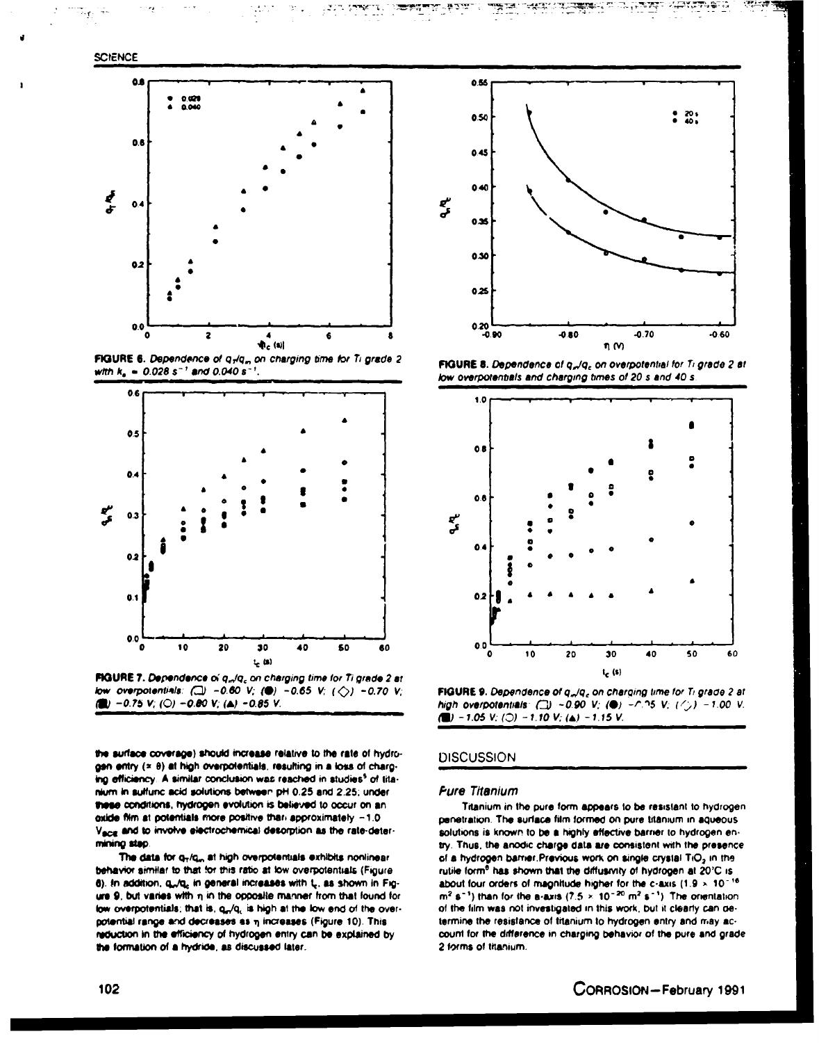FIGURE 6. Dependence of $q_T/q_{in}$ on charging time for Ti grade 2 with $k_a$ = 0.028 $s^{-1}$ and 0.040 $s^{-1}$.

FIGURE 7. Dependence of $q_{in}/q_c$ on charging time for Ti grade 2 at low overpotentials: (□) −0.60 V; (●) −0.65 V; (◇) −0.70 V; (■) −0.75 V; (○) −0.80 V; (▲) −0.85 V.

FIGURE 8. Dependence of $q_{in}/q_c$ on overpotential for Ti grade 2 at low overpotentials and charging times of 20 s and 40 s.

FIGURE 9. Dependence of $q_{in}/q_c$ on charging time for Ti grade 2 at high overpotentials: (□) −0.90 V; (●) −0.95 V; (◇) −1.00 V; (■) −1.05 V; (○) −1.10 V; (▲) −1.15 V.

the surface coverage) should increase relative to the rate of hydrogen entry (∝ θ) at high overpotentials, resulting in a loss of charging efficiency. A similar conclusion was reached in studies[5] of titanium in sulfuric acid solutions between pH 0.25 and 2.25; under these conditions, hydrogen evolution is believed to occur on an oxide film at potentials more positive than approximately −1.0 $V_{SCE}$ and to involve electrochemical desorption as the rate-determining step.

The data for $q_T/q_{in}$ at high overpotentials exhibits nonlinear behavior similar to that for this ratio at low overpotentials (Figure 6). In addition, $q_{in}/q_c$ in general increases with $t_c$, as shown in Figure 9, but varies with η in the opposite manner from that found for low overpotentials; that is, $q_{in}/q_c$ is high at the low end of the overpotential range and decreases as η increases (Figure 10). This reduction in the efficiency of hydrogen entry can be explained by the formation of a hydride, as discussed later.

## DISCUSSION

### Pure Titanium

Titanium in the pure form appears to be resistant to hydrogen penetration. The surface film formed on pure titanium in aqueous solutions is known to be a highly effective barrier to hydrogen entry. Thus, the anodic charge data are consistent with the presence of a hydrogen barrier. Previous work on single crystal $TiO_2$ in the rutile form[6] has shown that the diffusivity of hydrogen at 20°C is about four orders of magnitude higher for the c-axis (1.9 × $10^{-16}$ $m^2$ $s^{-1}$) than for the a-axis (7.5 × $10^{-20}$ $m^2$ $s^{-1}$). The orientation of the film was not investigated in this work, but it clearly can determine the resistance of titanium to hydrogen entry and may account for the difference in charging behavior of the pure and grade 2 forms of titanium.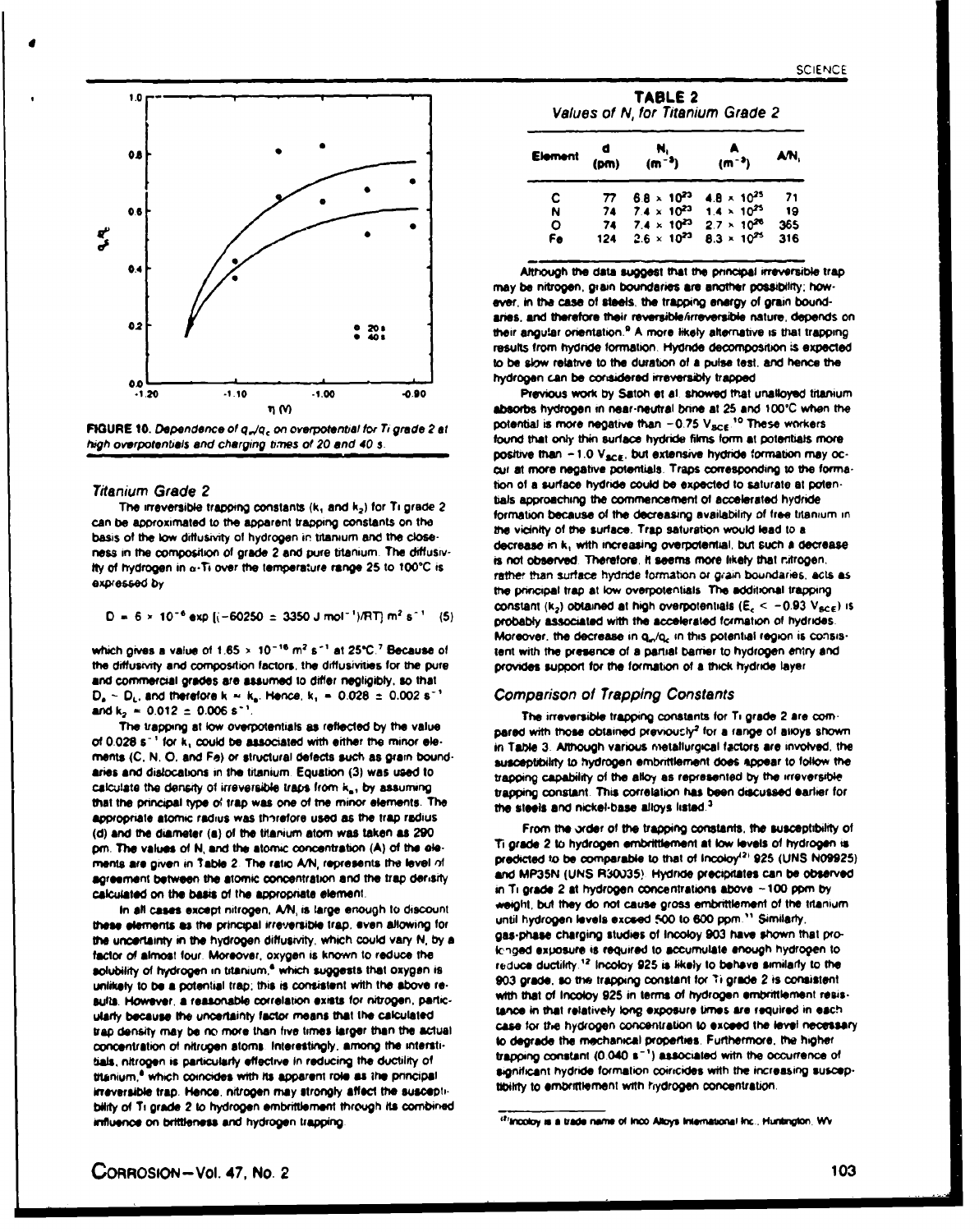FIGURE 10. *Dependence of $q_r/q_c$ on overpotential for Ti grade 2 at high overpotentials and charging times of 20 and 40 s.*

### Titanium Grade 2

The irreversible trapping constants ($k_1$ and $k_2$) for Ti grade 2 can be approximated to the apparent trapping constants on the basis of the low diffusivity of hydrogen in titanium and the closeness in the composition of grade 2 and pure titanium. The diffusivity of hydrogen in α-Ti over the temperature range 25 to 100°C is expressed by

$$D = 6 \times 10^{-6} \exp [(-60250 \pm 3350 \text{ J mol}^{-1})/RT] \text{ m}^2 \text{ s}^{-1} \quad (5)$$

which gives a value of $1.65 \times 10^{-16}$ m² s⁻¹ at 25°C.[7] Because of the diffusivity and composition factors, the diffusivities for the pure and commercial grades are assumed to differ negligibly, so that $D_a \sim D_L$, and therefore $k \approx k_a$. Hence, $k_1 = 0.028 \pm 0.002$ s⁻¹ and $k_2 = 0.012 \pm 0.006$ s⁻¹.

The trapping at low overpotentials as reflected by the value of 0.028 s⁻¹ for $k_1$ could be associated with either the minor elements (C, N, O, and Fe) or structural defects such as grain boundaries and dislocations in the titanium. Equation (3) was used to calculate the density of irreversible traps from $k_a$, by assuming that the principal type of trap was one of the minor elements. The appropriate atomic radius was therefore used as the trap radius (d) and the diameter (a) of the titanium atom was taken as 290 pm. The values of $N_i$ and the atomic concentration (A) of the elements are given in Table 2. The ratio $A/N_i$ represents the level of agreement between the atomic concentration and the trap density calculated on the basis of the appropriate element.

In all cases except nitrogen, $A/N_i$ is large enough to discount these elements as the principal irreversible trap, even allowing for the uncertainty in the hydrogen diffusivity, which could vary $N_i$ by a factor of almost four. Moreover, oxygen is known to reduce the solubility of hydrogen in titanium,[8] which suggests that oxygen is unlikely to be a potential trap; this is consistent with the above results. However, a reasonable correlation exists for nitrogen, particularly because the uncertainty factor means that the calculated trap density may be no more than five times larger than the actual concentration of nitrogen atoms. Interestingly, among the interstitials, nitrogen is particularly effective in reducing the ductility of titanium,[8] which coincides with its apparent role as the principal irreversible trap. Hence, nitrogen may strongly affect the susceptibility of Ti grade 2 to hydrogen embrittlement through its combined influence on brittleness and hydrogen trapping.

**TABLE 2**
*Values of $N_i$ for Titanium Grade 2*

| Element | d (pm) | $N_i$ (m⁻³) | A (m⁻³) | $A/N_i$ |
|---|---|---|---|---|
| C | 77 | $6.8 \times 10^{23}$ | $4.8 \times 10^{25}$ | 71 |
| N | 74 | $7.4 \times 10^{23}$ | $1.4 \times 10^{25}$ | 19 |
| O | 74 | $7.4 \times 10^{23}$ | $2.7 \times 10^{26}$ | 365 |
| Fe | 124 | $2.6 \times 10^{23}$ | $8.3 \times 10^{25}$ | 316 |

Although the data suggest that the principal irreversible trap may be nitrogen, grain boundaries are another possibility; however, in the case of steels, the trapping energy of grain boundaries, and therefore their reversible/irreversible nature, depends on their angular orientation.[9] A more likely alternative is that trapping results from hydride formation. Hydride decomposition is expected to be slow relative to the duration of a pulse test, and hence the hydrogen can be considered irreversibly trapped.

Previous work by Satoh et al. showed that unalloyed titanium absorbs hydrogen in near-neutral brine at 25 and 100°C when the potential is more negative than $-0.75$ $V_{SCE}$.[10] These workers found that only thin surface hydride films form at potentials more positive than $-1.0$ $V_{SCE}$, but extensive hydride formation may occur at more negative potentials. Traps corresponding to the formation of a surface hydride could be expected to saturate at potentials approaching the commencement of accelerated hydride formation because of the decreasing availability of free titanium in the vicinity of the surface. Trap saturation would lead to a decrease in $k_1$ with increasing overpotential, but such a decrease is not observed. Therefore, it seems more likely that nitrogen, rather than surface hydride formation or grain boundaries, acts as the principal trap at low overpotentials. The additional trapping constant ($k_2$) obtained at high overpotentials ($E_c < -0.93$ $V_{SCE}$) is probably associated with the accelerated formation of hydrides. Moreover, the decrease in $q_r/q_c$ in this potential region is consistent with the presence of a partial barrier to hydrogen entry and provides support for the formation of a thick hydride layer.

### Comparison of Trapping Constants

The irreversible trapping constants for Ti grade 2 are compared with those obtained previously[2] for a range of alloys shown in Table 3. Although various metallurgical factors are involved, the susceptibility to hydrogen embrittlement does appear to follow the trapping capability of the alloy as represented by the irreversible trapping constant. This correlation has been discussed earlier for the steels and nickel-base alloys listed.[3]

From the order of the trapping constants, the susceptibility of Ti grade 2 to hydrogen embrittlement at low levels of hydrogen is predicted to be comparable to that of Incoloy[(2)] 925 (UNS N09925) and MP35N (UNS R30035). Hydride precipitates can be observed in Ti grade 2 at hydrogen concentrations above ~100 ppm by weight, but they do not cause gross embrittlement of the titanium until hydrogen levels exceed 500 to 600 ppm.[11] Similarly, gas-phase charging studies of Incoloy 903 have shown that prolonged exposure is required to accumulate enough hydrogen to reduce ductility.[12] Incoloy 925 is likely to behave similarly to the 903 grade, so the trapping constant for Ti grade 2 is consistent with that of Incoloy 925 in terms of hydrogen embrittlement resistance in that relatively long exposure times are required in each case for the hydrogen concentration to exceed the level necessary to degrade the mechanical properties. Furthermore, the higher trapping constant (0.040 s⁻¹) associated with the occurrence of significant hydride formation coincides with the increasing susceptibility to embrittlement with hydrogen concentration.

[(2)] Incoloy is a trade name of Inco Alloys International Inc., Huntington, WV.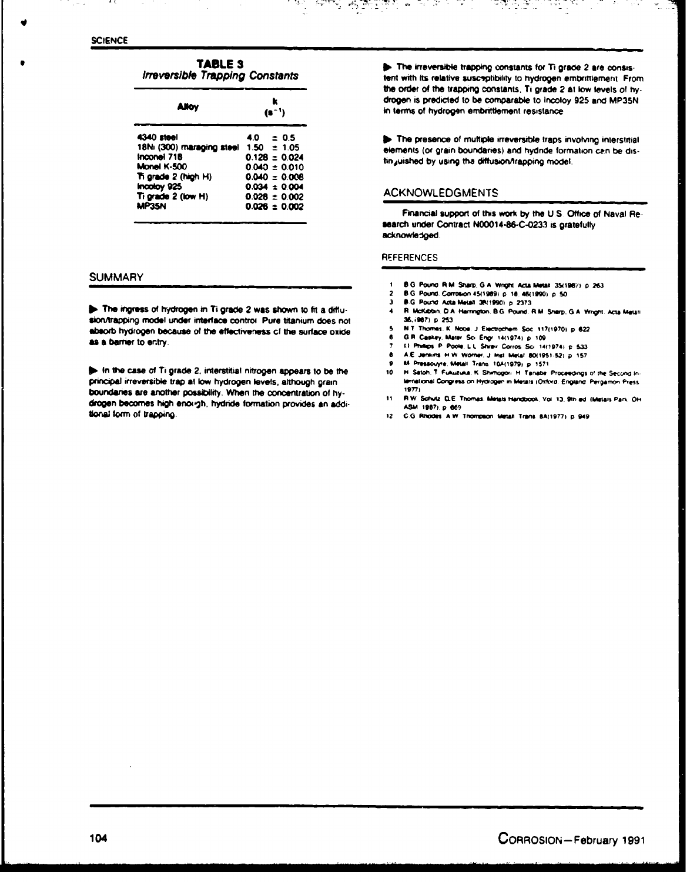**TABLE 3**
*Irreversible Trapping Constants*

| Alloy | k ($s^{-1}$) |
|---|---|
| 4340 steel | 4.0 ± 0.5 |
| 18Ni (300) maraging steel | 1.50 ± 1.05 |
| Inconel 718 | 0.128 ± 0.024 |
| Monel K-500 | 0.040 ± 0.010 |
| Ti grade 2 (high H) | 0.040 ± 0.008 |
| Incoloy 925 | 0.034 ± 0.004 |
| Ti grade 2 (low H) | 0.028 ± 0.002 |
| MP35N | 0.026 ± 0.002 |

## SUMMARY

- The ingress of hydrogen in Ti grade 2 was shown to fit a diffusion/trapping model under interface control. Pure titanium does not absorb hydrogen because of the effectiveness of the surface oxide as a barrier to entry.

- In the case of Ti grade 2, interstitial nitrogen appears to be the principal irreversible trap at low hydrogen levels, although grain boundaries are another possibility. When the concentration of hydrogen becomes high enough, hydride formation provides an additional form of trapping.

- The irreversible trapping constants for Ti grade 2 are consistent with its relative susceptibility to hydrogen embrittlement. From the order of the trapping constants, Ti grade 2 at low levels of hydrogen is predicted to be comparable to Incoloy 925 and MP35N in terms of hydrogen embrittlement resistance.

- The presence of multiple irreversible traps involving interstitial elements (or grain boundaries) and hydride formation can be distinguished by using the diffusion/trapping model.

## ACKNOWLEDGMENTS

Financial support of this work by the U.S. Office of Naval Research under Contract N00014-86-C-0233 is gratefully acknowledged.

## REFERENCES

1. B.G. Pound, R.M. Sharp, G.A. Wright, Acta Metall. 35(1987): p. 263
2. B.G. Pound, Corrosion 45(1989): p. 18; 46(1990): p. 50
3. B.G. Pound, Acta Metall. 38(1990): p. 2373
4. R. McKibbin, D.A. Harrington, B.G. Pound, R.M. Sharp, G.A. Wright, Acta Metall. 35(1987): p. 253
5. N.T. Thomas, K. Nobe, J. Electrochem. Soc. 117(1970): p. 622
6. G.R. Caskey, Mater. Sci. Engr. 14(1974): p. 109
7. I.I. Phillips, P. Poole, L.L. Shreir, Corros. Sci. 14(1974): p. 533
8. A.E. Jenkins, H.W. Worner, J. Inst. Metal. 80(1951-52): p. 157
9. M. Pressouyre, Metall. Trans. 10A(1979): p. 1571
10. H. Satoh, T. Fukuzuka, K. Shimogori, H. Tanabe, Proceedings of the Second International Congress on Hydrogen in Metals (Oxford, England: Pergamon Press, 1977)
11. R.W. Schutz, D.E. Thomas, Metals Handbook, Vol. 13, 9th ed. (Metals Park, OH: ASM, 1987), p. 669
12. C.G. Rhodes, A.W. Thompson, Metall. Trans. 8A(1977): p. 949